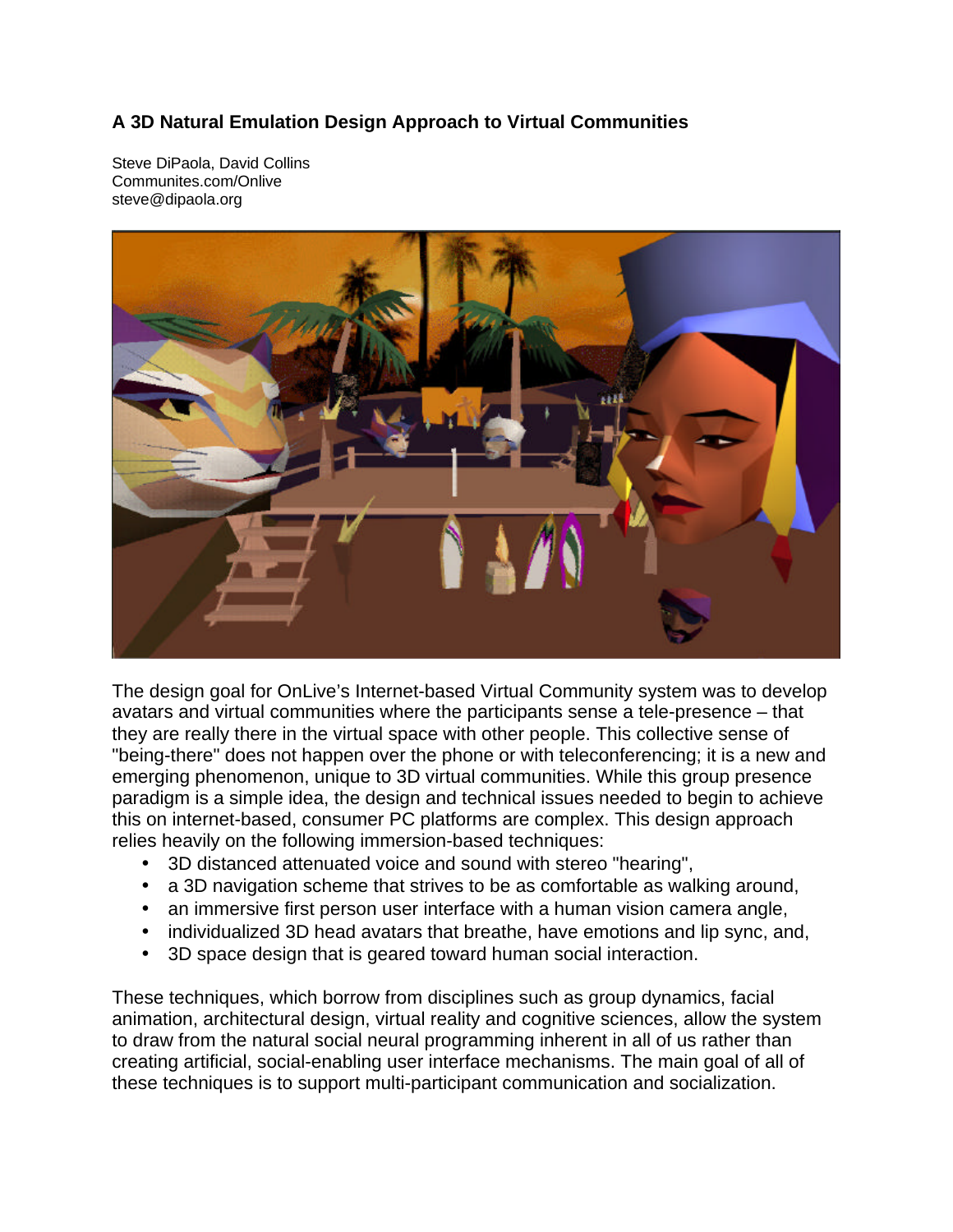# A 3D Natural Emulation Design Approach to Virtual Communities

Steve DiPaola, David Collins
Communites.com/Onlive
steve@dipaola.org

The design goal for OnLive's Internet-based Virtual Community system was to develop avatars and virtual communities where the participants sense a tele-presence – that they are really there in the virtual space with other people. This collective sense of "being-there" does not happen over the phone or with teleconferencing; it is a new and emerging phenomenon, unique to 3D virtual communities. While this group presence paradigm is a simple idea, the design and technical issues needed to begin to achieve this on internet-based, consumer PC platforms are complex. This design approach relies heavily on the following immersion-based techniques:

- 3D distanced attenuated voice and sound with stereo "hearing",
- a 3D navigation scheme that strives to be as comfortable as walking around,
- an immersive first person user interface with a human vision camera angle,
- individualized 3D head avatars that breathe, have emotions and lip sync, and,
- 3D space design that is geared toward human social interaction.

These techniques, which borrow from disciplines such as group dynamics, facial animation, architectural design, virtual reality and cognitive sciences, allow the system to draw from the natural social neural programming inherent in all of us rather than creating artificial, social-enabling user interface mechanisms. The main goal of all of these techniques is to support multi-participant communication and socialization.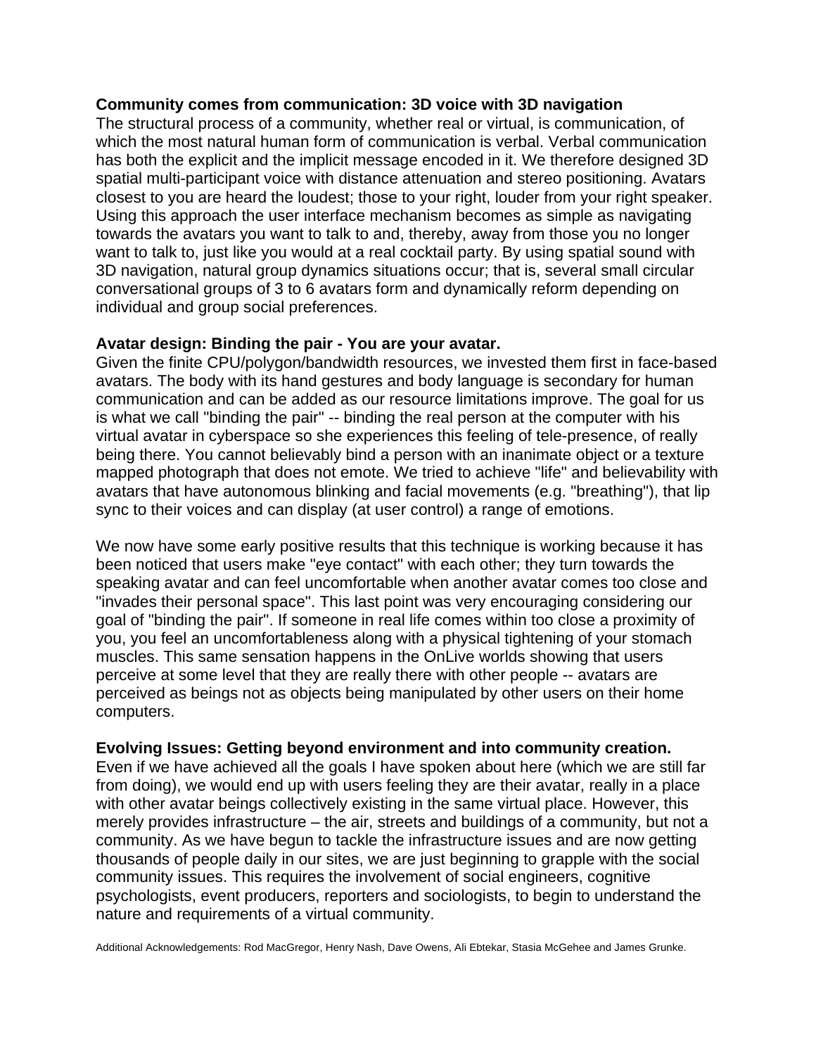**Community comes from communication: 3D voice with 3D navigation**

The structural process of a community, whether real or virtual, is communication, of which the most natural human form of communication is verbal. Verbal communication has both the explicit and the implicit message encoded in it. We therefore designed 3D spatial multi-participant voice with distance attenuation and stereo positioning. Avatars closest to you are heard the loudest; those to your right, louder from your right speaker. Using this approach the user interface mechanism becomes as simple as navigating towards the avatars you want to talk to and, thereby, away from those you no longer want to talk to, just like you would at a real cocktail party. By using spatial sound with 3D navigation, natural group dynamics situations occur; that is, several small circular conversational groups of 3 to 6 avatars form and dynamically reform depending on individual and group social preferences.

**Avatar design: Binding the pair - You are your avatar.**

Given the finite CPU/polygon/bandwidth resources, we invested them first in face-based avatars. The body with its hand gestures and body language is secondary for human communication and can be added as our resource limitations improve. The goal for us is what we call "binding the pair" -- binding the real person at the computer with his virtual avatar in cyberspace so she experiences this feeling of tele-presence, of really being there. You cannot believably bind a person with an inanimate object or a texture mapped photograph that does not emote. We tried to achieve "life" and believability with avatars that have autonomous blinking and facial movements (e.g. "breathing"), that lip sync to their voices and can display (at user control) a range of emotions.

We now have some early positive results that this technique is working because it has been noticed that users make "eye contact" with each other; they turn towards the speaking avatar and can feel uncomfortable when another avatar comes too close and "invades their personal space". This last point was very encouraging considering our goal of "binding the pair". If someone in real life comes within too close a proximity of you, you feel an uncomfortableness along with a physical tightening of your stomach muscles. This same sensation happens in the OnLive worlds showing that users perceive at some level that they are really there with other people -- avatars are perceived as beings not as objects being manipulated by other users on their home computers.

**Evolving Issues: Getting beyond environment and into community creation.**

Even if we have achieved all the goals I have spoken about here (which we are still far from doing), we would end up with users feeling they are their avatar, really in a place with other avatar beings collectively existing in the same virtual place. However, this merely provides infrastructure – the air, streets and buildings of a community, but not a community. As we have begun to tackle the infrastructure issues and are now getting thousands of people daily in our sites, we are just beginning to grapple with the social community issues. This requires the involvement of social engineers, cognitive psychologists, event producers, reporters and sociologists, to begin to understand the nature and requirements of a virtual community.

Additional Acknowledgements: Rod MacGregor, Henry Nash, Dave Owens, Ali Ebtekar, Stasia McGehee and James Grunke.